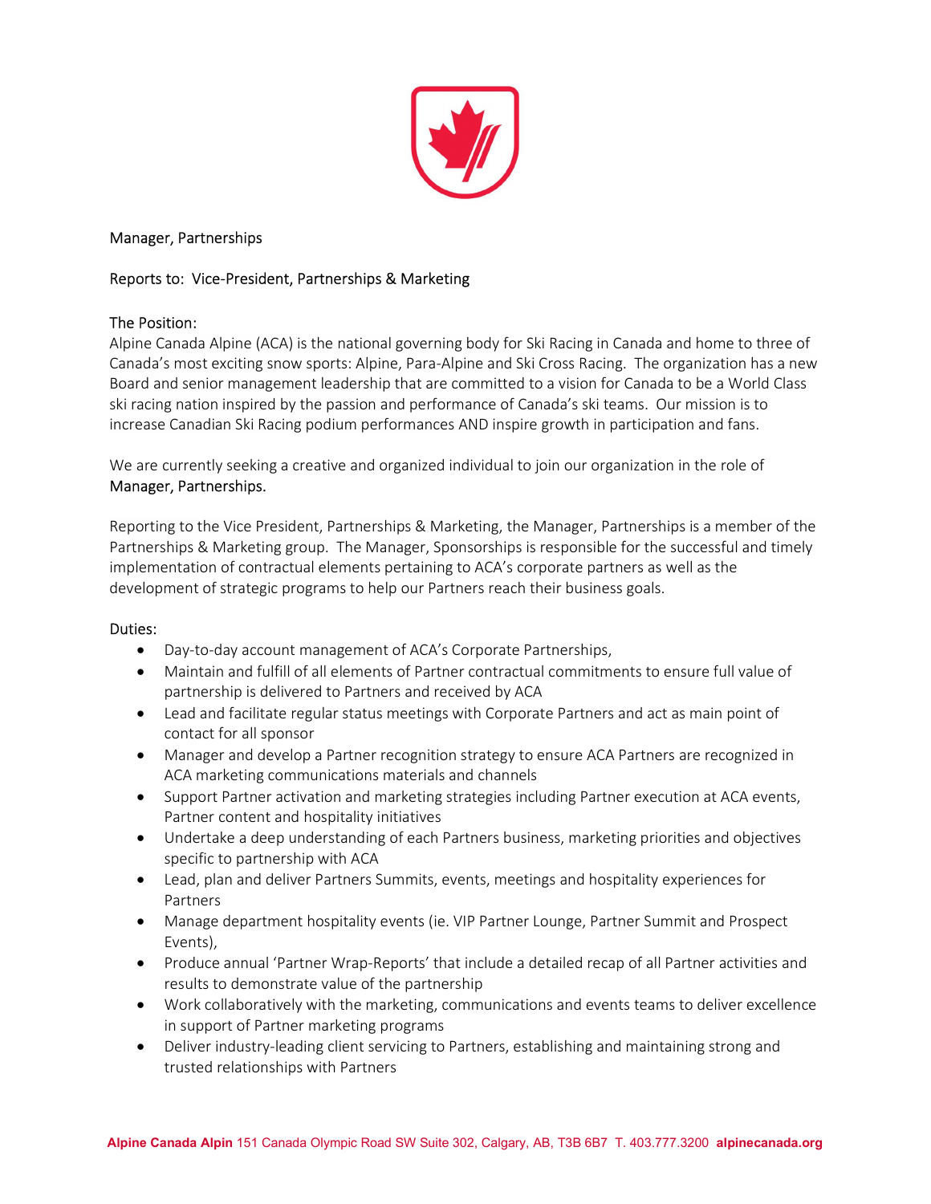Manager, Partnerships

Reports to: Vice-President, Partnerships & Marketing

The Position:

Alpine Canada Alpine (ACA) is the national governing body for Ski Racing in Canada and home to three of Canada's most exciting snow sports: Alpine, Para-Alpine and Ski Cross Racing. The organization has a new Board and senior management leadership that are committed to a vision for Canada to be a World Class ski racing nation inspired by the passion and performance of Canada's ski teams. Our mission is to increase Canadian Ski Racing podium performances AND inspire growth in participation and fans.

We are currently seeking a creative and organized individual to join our organization in the role of Manager, Partnerships.

Reporting to the Vice President, Partnerships & Marketing, the Manager, Partnerships is a member of the Partnerships & Marketing group. The Manager, Sponsorships is responsible for the successful and timely implementation of contractual elements pertaining to ACA's corporate partners as well as the development of strategic programs to help our Partners reach their business goals.

Duties:

- Day-to-day account management of ACA's Corporate Partnerships,
- Maintain and fulfill of all elements of Partner contractual commitments to ensure full value of partnership is delivered to Partners and received by ACA
- Lead and facilitate regular status meetings with Corporate Partners and act as main point of contact for all sponsor
- Manager and develop a Partner recognition strategy to ensure ACA Partners are recognized in ACA marketing communications materials and channels
- Support Partner activation and marketing strategies including Partner execution at ACA events, Partner content and hospitality initiatives
- Undertake a deep understanding of each Partners business, marketing priorities and objectives specific to partnership with ACA
- Lead, plan and deliver Partners Summits, events, meetings and hospitality experiences for Partners
- Manage department hospitality events (ie. VIP Partner Lounge, Partner Summit and Prospect Events),
- Produce annual 'Partner Wrap-Reports' that include a detailed recap of all Partner activities and results to demonstrate value of the partnership
- Work collaboratively with the marketing, communications and events teams to deliver excellence in support of Partner marketing programs
- Deliver industry-leading client servicing to Partners, establishing and maintaining strong and trusted relationships with Partners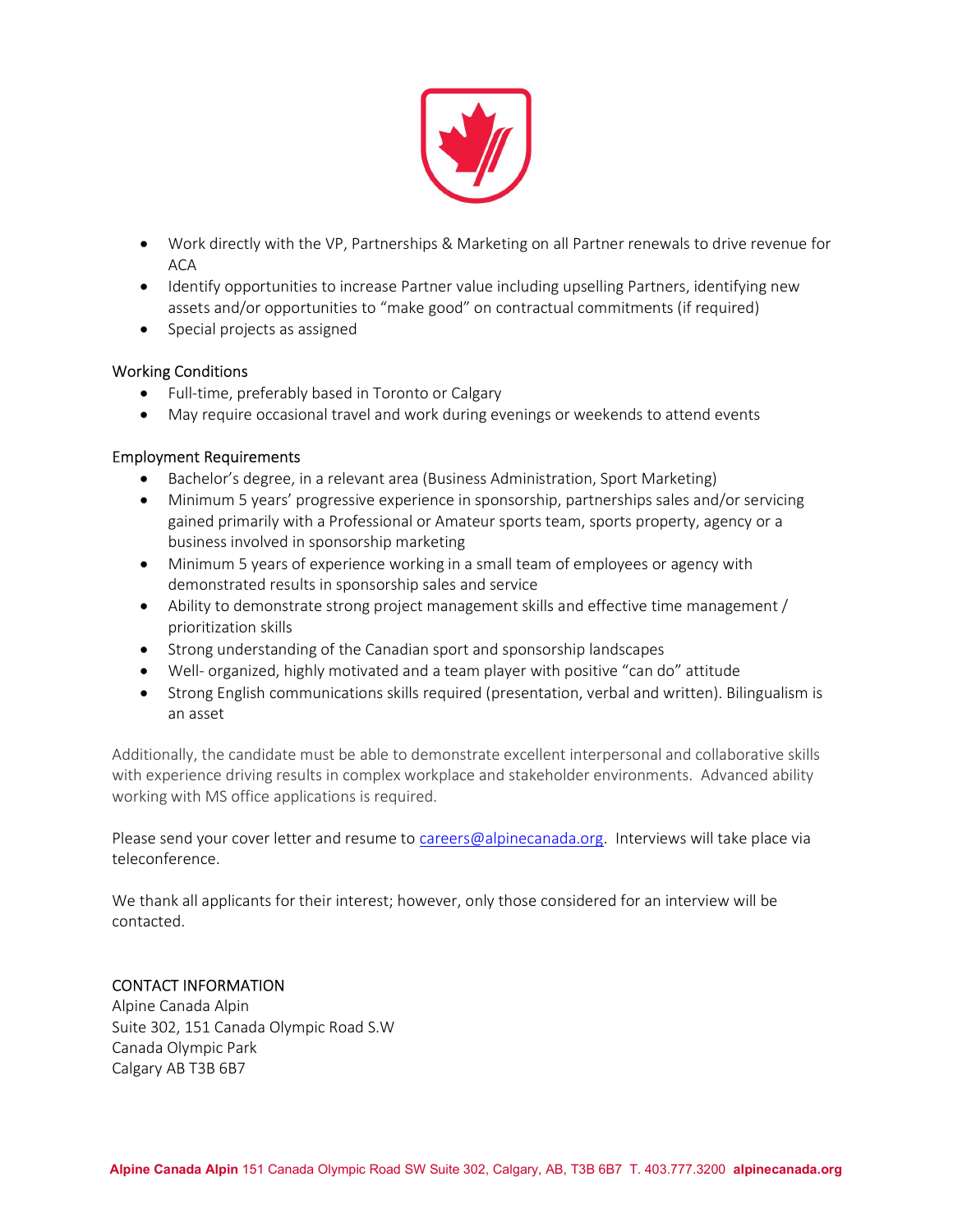- Work directly with the VP, Partnerships & Marketing on all Partner renewals to drive revenue for ACA
- Identify opportunities to increase Partner value including upselling Partners, identifying new assets and/or opportunities to "make good" on contractual commitments (if required)
- Special projects as assigned

## Working Conditions

- Full-time, preferably based in Toronto or Calgary
- May require occasional travel and work during evenings or weekends to attend events

## Employment Requirements

- Bachelor's degree, in a relevant area (Business Administration, Sport Marketing)
- Minimum 5 years' progressive experience in sponsorship, partnerships sales and/or servicing gained primarily with a Professional or Amateur sports team, sports property, agency or a business involved in sponsorship marketing
- Minimum 5 years of experience working in a small team of employees or agency with demonstrated results in sponsorship sales and service
- Ability to demonstrate strong project management skills and effective time management / prioritization skills
- Strong understanding of the Canadian sport and sponsorship landscapes
- Well- organized, highly motivated and a team player with positive "can do" attitude
- Strong English communications skills required (presentation, verbal and written). Bilingualism is an asset

Additionally, the candidate must be able to demonstrate excellent interpersonal and collaborative skills with experience driving results in complex workplace and stakeholder environments. Advanced ability working with MS office applications is required.

Please send your cover letter and resume to careers@alpinecanada.org. Interviews will take place via teleconference.

We thank all applicants for their interest; however, only those considered for an interview will be contacted.

## CONTACT INFORMATION

Alpine Canada Alpin
Suite 302, 151 Canada Olympic Road S.W
Canada Olympic Park
Calgary AB T3B 6B7